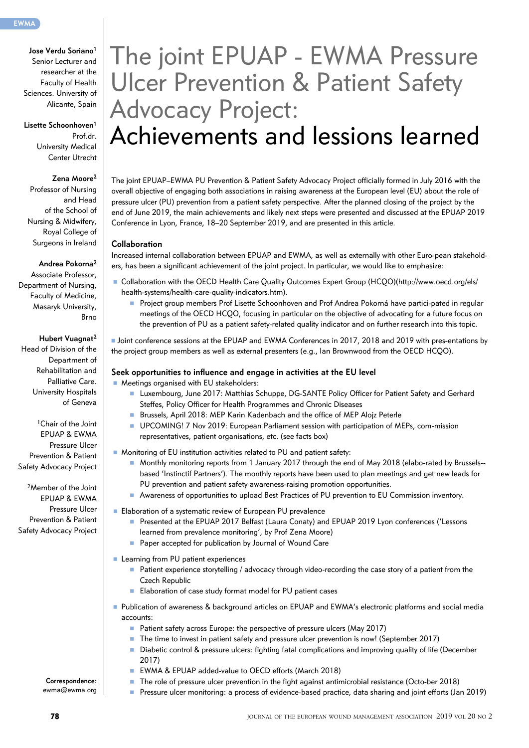# The joint EPUAP - EWMA Pressure Ulcer Prevention & Patient Safety Advocacy Project: Achievements and lessions learned

**Jose Verdu Soriano**[1]
Senior Lecturer and researcher at the Faculty of Health Sciences. University of Alicante, Spain

**Lisette Schoonhoven**[1]
Prof.dr. University Medical Center Utrecht

**Zena Moore**[2]
Professor of Nursing and Head of the School of Nursing & Midwifery, Royal College of Surgeons in Ireland

**Andrea Pokorna**[2]
Associate Professor, Department of Nursing, Faculty of Medicine, Masaryk University, Brno

**Hubert Vuagnat**[2]
Head of Division of the Department of Rehabilitation and Palliative Care. University Hospitals of Geneva

[1]Chair of the Joint EPUAP & EWMA Pressure Ulcer Prevention & Patient Safety Advocacy Project

[2]Member of the Joint EPUAP & EWMA Pressure Ulcer Prevention & Patient Safety Advocacy Project

**Correspondence:** ewma@ewma.org

The joint EPUAP–EWMA PU Prevention & Patient Safety Advocacy Project officially formed in July 2016 with the overall objective of engaging both associations in raising awareness at the European level (EU) about the role of pressure ulcer (PU) prevention from a patient safety perspective. After the planned closing of the project by the end of June 2019, the main achievements and likely next steps were presented and discussed at the EPUAP 2019 Conference in Lyon, France, 18–20 September 2019, and are presented in this article.

## Collaboration

Increased internal collaboration between EPUAP and EWMA, as well as externally with other Euro-pean stakeholders, has been a significant achievement of the joint project. In particular, we would like to emphasize:

- Collaboration with the OECD Health Care Quality Outcomes Expert Group (HCQO)(http://www.oecd.org/els/health-systems/health-care-quality-indicators.htm).
  - Project group members Prof Lisette Schoonhoven and Prof Andrea Pokorná have partici-pated in regular meetings of the OECD HCQO, focusing in particular on the objective of advocating for a future focus on the prevention of PU as a patient safety-related quality indicator and on further research into this topic.
- Joint conference sessions at the EPUAP and EWMA Conferences in 2017, 2018 and 2019 with pres-entations by the project group members as well as external presenters (e.g., Ian Brownwood from the OECD HCQO).

## Seek opportunities to influence and engage in activities at the EU level

- Meetings organised with EU stakeholders:
  - Luxembourg, June 2017: Matthias Schuppe, DG-SANTE Policy Officer for Patient Safety and Gerhard Steffes, Policy Officer for Health Programmes and Chronic Diseases
  - Brussels, April 2018: MEP Karin Kadenbach and the office of MEP Alojz Peterle
  - UPCOMING! 7 Nov 2019: European Parliament session with participation of MEPs, com-mission representatives, patient organisations, etc. (see facts box)
- Monitoring of EU institution activities related to PU and patient safety:
  - Monthly monitoring reports from 1 January 2017 through the end of May 2018 (elabo-rated by Brussels--based 'Instinctif Partners'). The monthly reports have been used to plan meetings and get new leads for PU prevention and patient safety awareness-raising promotion opportunities.
  - Awareness of opportunities to upload Best Practices of PU prevention to EU Commission inventory.
- Elaboration of a systematic review of European PU prevalence
  - Presented at the EPUAP 2017 Belfast (Laura Conaty) and EPUAP 2019 Lyon conferences ('Lessons learned from prevalence monitoring', by Prof Zena Moore)
  - Paper accepted for publication by Journal of Wound Care
- Learning from PU patient experiences
  - Patient experience storytelling / advocacy through video-recording the case story of a patient from the Czech Republic
  - Elaboration of case study format model for PU patient cases
- Publication of awareness & background articles on EPUAP and EWMA's electronic platforms and social media accounts:
  - Patient safety across Europe: the perspective of pressure ulcers (May 2017)
  - The time to invest in patient safety and pressure ulcer prevention is now! (September 2017)
  - Diabetic control & pressure ulcers: fighting fatal complications and improving quality of life (December 2017)
  - EWMA & EPUAP added-value to OECD efforts (March 2018)
  - The role of pressure ulcer prevention in the fight against antimicrobial resistance (Octo-ber 2018)
  - Pressure ulcer monitoring: a process of evidence-based practice, data sharing and joint efforts (Jan 2019)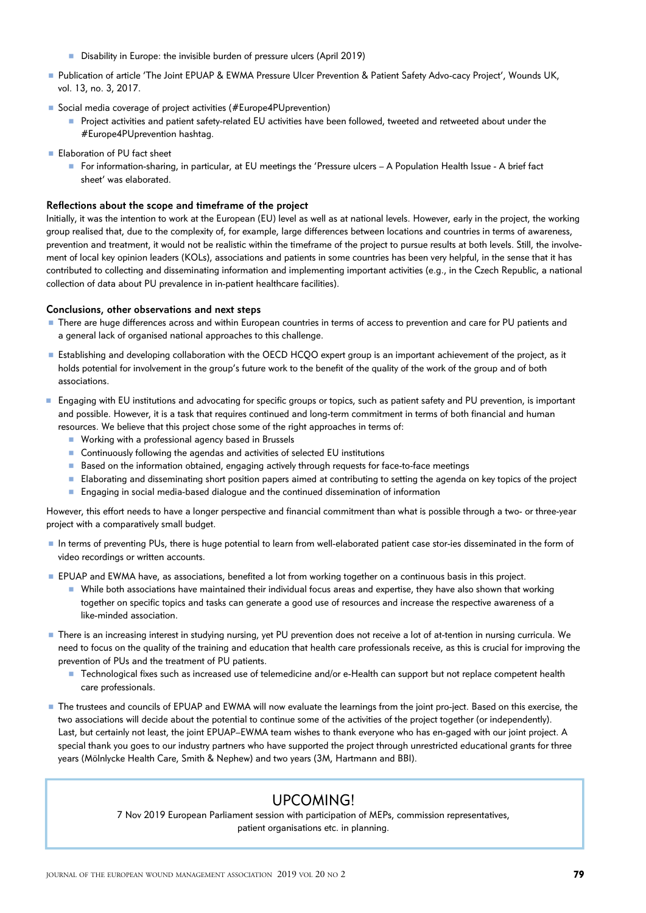- Disability in Europe: the invisible burden of pressure ulcers (April 2019)

- Publication of article 'The Joint EPUAP & EWMA Pressure Ulcer Prevention & Patient Safety Advo-cacy Project', Wounds UK, vol. 13, no. 3, 2017.

- Social media coverage of project activities (#Europe4PUprevention)
    - Project activities and patient safety-related EU activities have been followed, tweeted and retweeted about under the #Europe4PUprevention hashtag.

- Elaboration of PU fact sheet
    - For information-sharing, in particular, at EU meetings the 'Pressure ulcers – A Population Health Issue - A brief fact sheet' was elaborated.

### Reflections about the scope and timeframe of the project

Initially, it was the intention to work at the European (EU) level as well as at national levels. However, early in the project, the working group realised that, due to the complexity of, for example, large differences between locations and countries in terms of awareness, prevention and treatment, it would not be realistic within the timeframe of the project to pursue results at both levels. Still, the involvement of local key opinion leaders (KOLs), associations and patients in some countries has been very helpful, in the sense that it has contributed to collecting and disseminating information and implementing important activities (e.g., in the Czech Republic, a national collection of data about PU prevalence in in-patient healthcare facilities).

### Conclusions, other observations and next steps

- There are huge differences across and within European countries in terms of access to prevention and care for PU patients and a general lack of organised national approaches to this challenge.

- Establishing and developing collaboration with the OECD HCQO expert group is an important achievement of the project, as it holds potential for involvement in the group's future work to the benefit of the quality of the work of the group and of both associations.

- Engaging with EU institutions and advocating for specific groups or topics, such as patient safety and PU prevention, is important and possible. However, it is a task that requires continued and long-term commitment in terms of both financial and human resources. We believe that this project chose some of the right approaches in terms of:
    - Working with a professional agency based in Brussels
    - Continuously following the agendas and activities of selected EU institutions
    - Based on the information obtained, engaging actively through requests for face-to-face meetings
    - Elaborating and disseminating short position papers aimed at contributing to setting the agenda on key topics of the project
    - Engaging in social media-based dialogue and the continued dissemination of information

However, this effort needs to have a longer perspective and financial commitment than what is possible through a two- or three-year project with a comparatively small budget.

- In terms of preventing PUs, there is huge potential to learn from well-elaborated patient case stor-ies disseminated in the form of video recordings or written accounts.

- EPUAP and EWMA have, as associations, benefited a lot from working together on a continuous basis in this project.
    - While both associations have maintained their individual focus areas and expertise, they have also shown that working together on specific topics and tasks can generate a good use of resources and increase the respective awareness of a like-minded association.

- There is an increasing interest in studying nursing, yet PU prevention does not receive a lot of at-tention in nursing curricula. We need to focus on the quality of the training and education that health care professionals receive, as this is crucial for improving the prevention of PUs and the treatment of PU patients.
    - Technological fixes such as increased use of telemedicine and/or e-Health can support but not replace competent health care professionals.

- The trustees and councils of EPUAP and EWMA will now evaluate the learnings from the joint pro-ject. Based on this exercise, the two associations will decide about the potential to continue some of the activities of the project together (or independently).
  Last, but certainly not least, the joint EPUAP–EWMA team wishes to thank everyone who has en-gaged with our joint project. A special thank you goes to our industry partners who have supported the project through unrestricted educational grants for three years (Mölnlycke Health Care, Smith & Nephew) and two years (3M, Hartmann and BBI).

## UPCOMING!

7 Nov 2019 European Parliament session with participation of MEPs, commission representatives, patient organisations etc. in planning.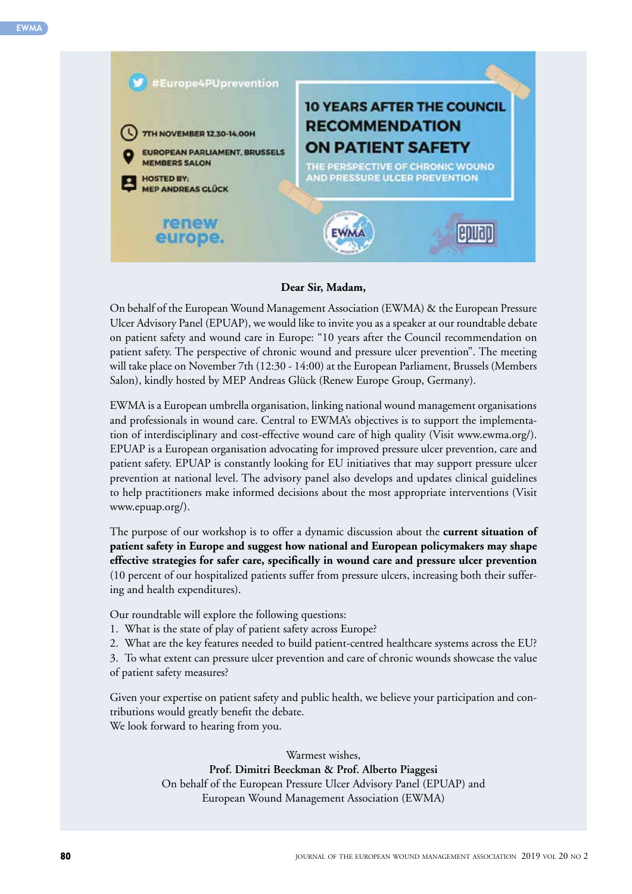#Europe4PUprevention

7TH NOVEMBER 12.30-14.00H

EUROPEAN PARLIAMENT, BRUSSELS
MEMBERS SALON

HOSTED BY:
MEP ANDREAS GLÜCK

**10 YEARS AFTER THE COUNCIL RECOMMENDATION ON PATIENT SAFETY**

THE PERSPECTIVE OF CHRONIC WOUND AND PRESSURE ULCER PREVENTION

renew europe.

EWMA

epuap

**Dear Sir, Madam,**

On behalf of the European Wound Management Association (EWMA) & the European Pressure Ulcer Advisory Panel (EPUAP), we would like to invite you as a speaker at our roundtable debate on patient safety and wound care in Europe: "10 years after the Council recommendation on patient safety. The perspective of chronic wound and pressure ulcer prevention". The meeting will take place on November 7th (12:30 - 14:00) at the European Parliament, Brussels (Members Salon), kindly hosted by MEP Andreas Glück (Renew Europe Group, Germany).

EWMA is a European umbrella organisation, linking national wound management organisations and professionals in wound care. Central to EWMA's objectives is to support the implementation of interdisciplinary and cost-effective wound care of high quality (Visit www.ewma.org/). EPUAP is a European organisation advocating for improved pressure ulcer prevention, care and patient safety. EPUAP is constantly looking for EU initiatives that may support pressure ulcer prevention at national level. The advisory panel also develops and updates clinical guidelines to help practitioners make informed decisions about the most appropriate interventions (Visit www.epuap.org/).

The purpose of our workshop is to offer a dynamic discussion about the **current situation of patient safety in Europe and suggest how national and European policymakers may shape effective strategies for safer care, specifically in wound care and pressure ulcer prevention** (10 percent of our hospitalized patients suffer from pressure ulcers, increasing both their suffering and health expenditures).

Our roundtable will explore the following questions:

1. What is the state of play of patient safety across Europe?
2. What are the key features needed to build patient-centred healthcare systems across the EU?
3. To what extent can pressure ulcer prevention and care of chronic wounds showcase the value of patient safety measures?

Given your expertise on patient safety and public health, we believe your participation and contributions would greatly benefit the debate.
We look forward to hearing from you.

Warmest wishes,
**Prof. Dimitri Beeckman & Prof. Alberto Piaggesi**
On behalf of the European Pressure Ulcer Advisory Panel (EPUAP) and
European Wound Management Association (EWMA)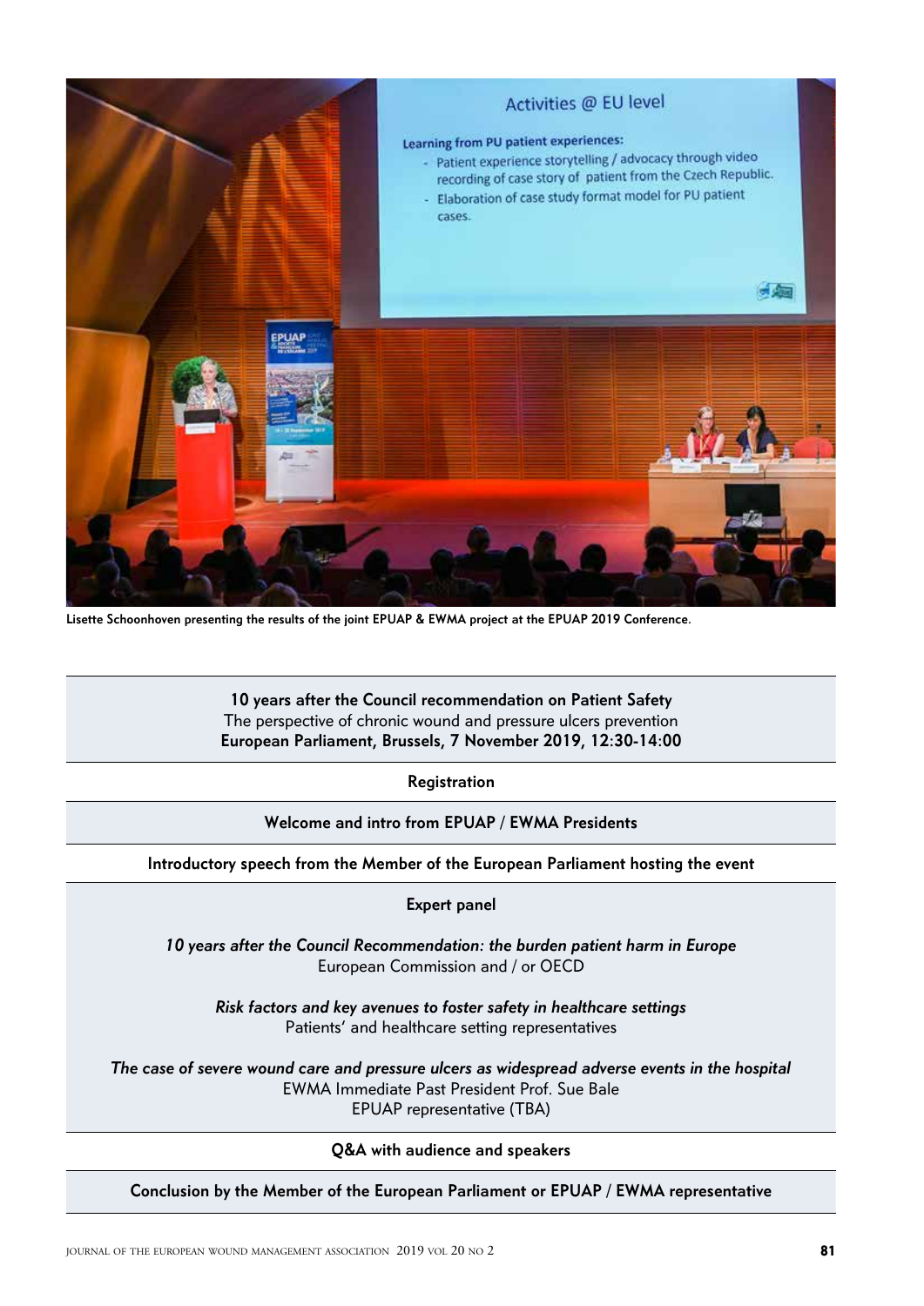Lisette Schoonhoven presenting the results of the joint EPUAP & EWMA project at the EPUAP 2019 Conference.

**10 years after the Council recommendation on Patient Safety**
The perspective of chronic wound and pressure ulcers prevention
**European Parliament, Brussels, 7 November 2019, 12:30-14:00**

**Registration**

**Welcome and intro from EPUAP / EWMA Presidents**

**Introductory speech from the Member of the European Parliament hosting the event**

**Expert panel**

***10 years after the Council Recommendation: the burden patient harm in Europe***
European Commission and / or OECD

***Risk factors and key avenues to foster safety in healthcare settings***
Patients' and healthcare setting representatives

***The case of severe wound care and pressure ulcers as widespread adverse events in the hospital***
EWMA Immediate Past President Prof. Sue Bale
EPUAP representative (TBA)

**Q&A with audience and speakers**

**Conclusion by the Member of the European Parliament or EPUAP / EWMA representative**